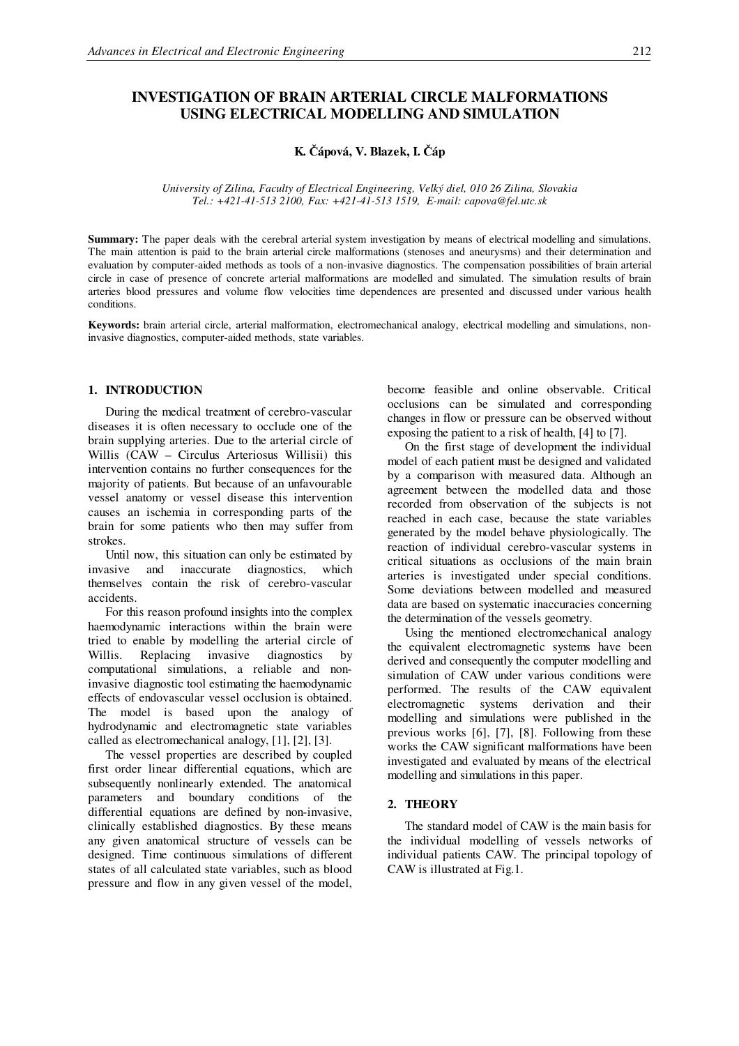# INVESTIGATION OF BRAIN ARTERIAL CIRCLE MALFORMATIONS USING ELECTRICAL MODELLING AND SIMULATION

**K. Čápová, V. Blazek, I. Čáp**

*University of Zilina, Faculty of Electrical Engineering, Velký diel, 010 26 Zilina, Slovakia*
*Tel.: +421-41-513 2100, Fax: +421-41-513 1519, E-mail: capova@fel.utc.sk*

**Summary:** The paper deals with the cerebral arterial system investigation by means of electrical modelling and simulations. The main attention is paid to the brain arterial circle malformations (stenoses and aneurysms) and their determination and evaluation by computer-aided methods as tools of a non-invasive diagnostics. The compensation possibilities of brain arterial circle in case of presence of concrete arterial malformations are modelled and simulated. The simulation results of brain arteries blood pressures and volume flow velocities time dependences are presented and discussed under various health conditions.

**Keywords:** brain arterial circle, arterial malformation, electromechanical analogy, electrical modelling and simulations, non-invasive diagnostics, computer-aided methods, state variables.

## 1. INTRODUCTION

During the medical treatment of cerebro-vascular diseases it is often necessary to occlude one of the brain supplying arteries. Due to the arterial circle of Willis (CAW – Circulus Arteriosus Willisii) this intervention contains no further consequences for the majority of patients. But because of an unfavourable vessel anatomy or vessel disease this intervention causes an ischemia in corresponding parts of the brain for some patients who then may suffer from strokes.

Until now, this situation can only be estimated by invasive and inaccurate diagnostics, which themselves contain the risk of cerebro-vascular accidents.

For this reason profound insights into the complex haemodynamic interactions within the brain were tried to enable by modelling the arterial circle of Willis. Replacing invasive diagnostics by computational simulations, a reliable and non-invasive diagnostic tool estimating the haemodynamic effects of endovascular vessel occlusion is obtained. The model is based upon the analogy of hydrodynamic and electromagnetic state variables called as electromechanical analogy, [1], [2], [3].

The vessel properties are described by coupled first order linear differential equations, which are subsequently nonlinearly extended. The anatomical parameters and boundary conditions of the differential equations are defined by non-invasive, clinically established diagnostics. By these means any given anatomical structure of vessels can be designed. Time continuous simulations of different states of all calculated state variables, such as blood pressure and flow in any given vessel of the model, become feasible and online observable. Critical occlusions can be simulated and corresponding changes in flow or pressure can be observed without exposing the patient to a risk of health, [4] to [7].

On the first stage of development the individual model of each patient must be designed and validated by a comparison with measured data. Although an agreement between the modelled data and those recorded from observation of the subjects is not reached in each case, because the state variables generated by the model behave physiologically. The reaction of individual cerebro-vascular systems in critical situations as occlusions of the main brain arteries is investigated under special conditions. Some deviations between modelled and measured data are based on systematic inaccuracies concerning the determination of the vessels geometry.

Using the mentioned electromechanical analogy the equivalent electromagnetic systems have been derived and consequently the computer modelling and simulation of CAW under various conditions were performed. The results of the CAW equivalent electromagnetic systems derivation and their modelling and simulations were published in the previous works [6], [7], [8]. Following from these works the CAW significant malformations have been investigated and evaluated by means of the electrical modelling and simulations in this paper.

## 2. THEORY

The standard model of CAW is the main basis for the individual modelling of vessels networks of individual patients CAW. The principal topology of CAW is illustrated at Fig.1.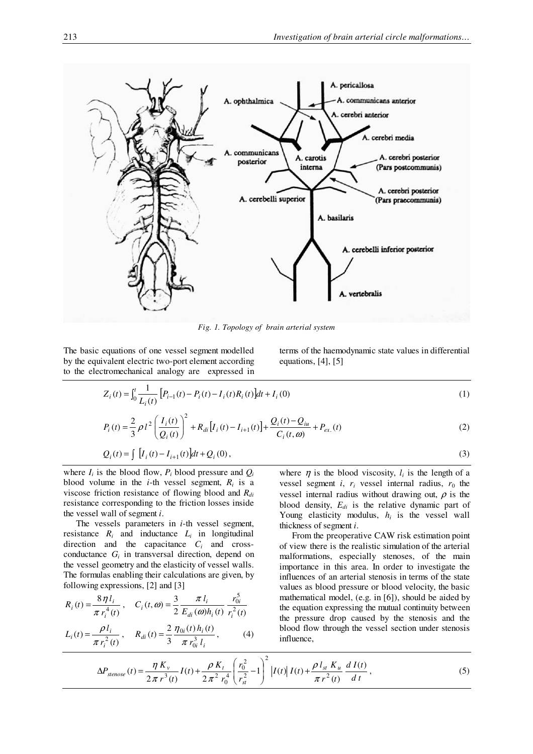Fig. 1. Topology of brain arterial system

The basic equations of one vessel segment modelled by the equivalent electric two-port element according to the electromechanical analogy are expressed in terms of the haemodynamic state values in differential equations, [4], [5]

$$Z_i(t) = \int_0^t \frac{1}{L_i(t)} \left[ P_{i-1}(t) - P_i(t) - I_i(t) R_i(t) \right] dt + I_i(0) \tag{1}$$

$$P_i(t) = \frac{2}{3} \rho l^2 \left( \frac{I_i(t)}{Q_i(t)} \right)^2 + R_{di} \left[ I_i(t) - I_{i+1}(t) \right] + \frac{Q_i(t) - Q_{iu}}{C_i(t,\omega)} + P_{ex.}(t) \tag{2}$$

$$Q_i(t) = \int \left[ I_i(t) - I_{i+1}(t) \right] dt + Q_i(0), \tag{3}$$

where $I_i$ is the blood flow, $P_i$ blood pressure and $Q_i$ blood volume in the $i$-th vessel segment, $R_i$ is a viscose friction resistance of flowing blood and $R_{di}$ resistance corresponding to the friction losses inside the vessel wall of segment $i$.

The vessels parameters in $i$-th vessel segment, resistance $R_i$ and inductance $L_i$ in longitudinal direction and the capacitance $C_i$ and cross-conductance $G_i$ in transversal direction, depend on the vessel geometry and the elasticity of vessel walls. The formulas enabling their calculations are given, by following expressions, [2] and [3]

$$R_i(t) = \frac{8 \eta l_i}{\pi r_i^4(t)}, \quad C_i(t,\omega) = \frac{3}{2} \frac{\pi l_i}{E_{di}(\omega) h_i(t)} \frac{r_{0i}^5}{r_i^2(t)}$$

$$L_i(t) = \frac{\rho l_i}{\pi r_i^2(t)}, \quad R_{di}(t) = \frac{2}{3} \frac{\eta_{0i}(t) h_i(t)}{\pi r_{0i}^3 l_i}, \tag{4}$$

where $\eta$ is the blood viscosity, $l_i$ is the length of a vessel segment $i$, $r_i$ vessel internal radius, $r_0$ the vessel internal radius without drawing out, $\rho$ is the blood density, $E_{di}$ is the relative dynamic part of Young elasticity modulus, $h_i$ is the vessel wall thickness of segment $i$.

From the preoperative CAW risk estimation point of view there is the realistic simulation of the arterial malformations, especially stenoses, of the main importance in this area. In order to investigate the influences of an arterial stenosis in terms of the state values as blood pressure or blood velocity, the basic mathematical model, (e.g. in [6]), should be aided by the equation expressing the mutual continuity between the pressure drop caused by the stenosis and the blood flow through the vessel section under stenosis influence,

$$\Delta P_{stenose}(t) = \frac{\eta K_v}{2 \pi r^3(t)} I(t) + \frac{\rho K_t}{2 \pi^2 r_0^4} \left( \frac{r_0^2}{r_{st}^2} - 1 \right)^2 \left| I(t) \right| I(t) + \frac{\rho l_{st} K_u}{\pi r^2(t)} \frac{d I(t)}{d t}, \tag{5}$$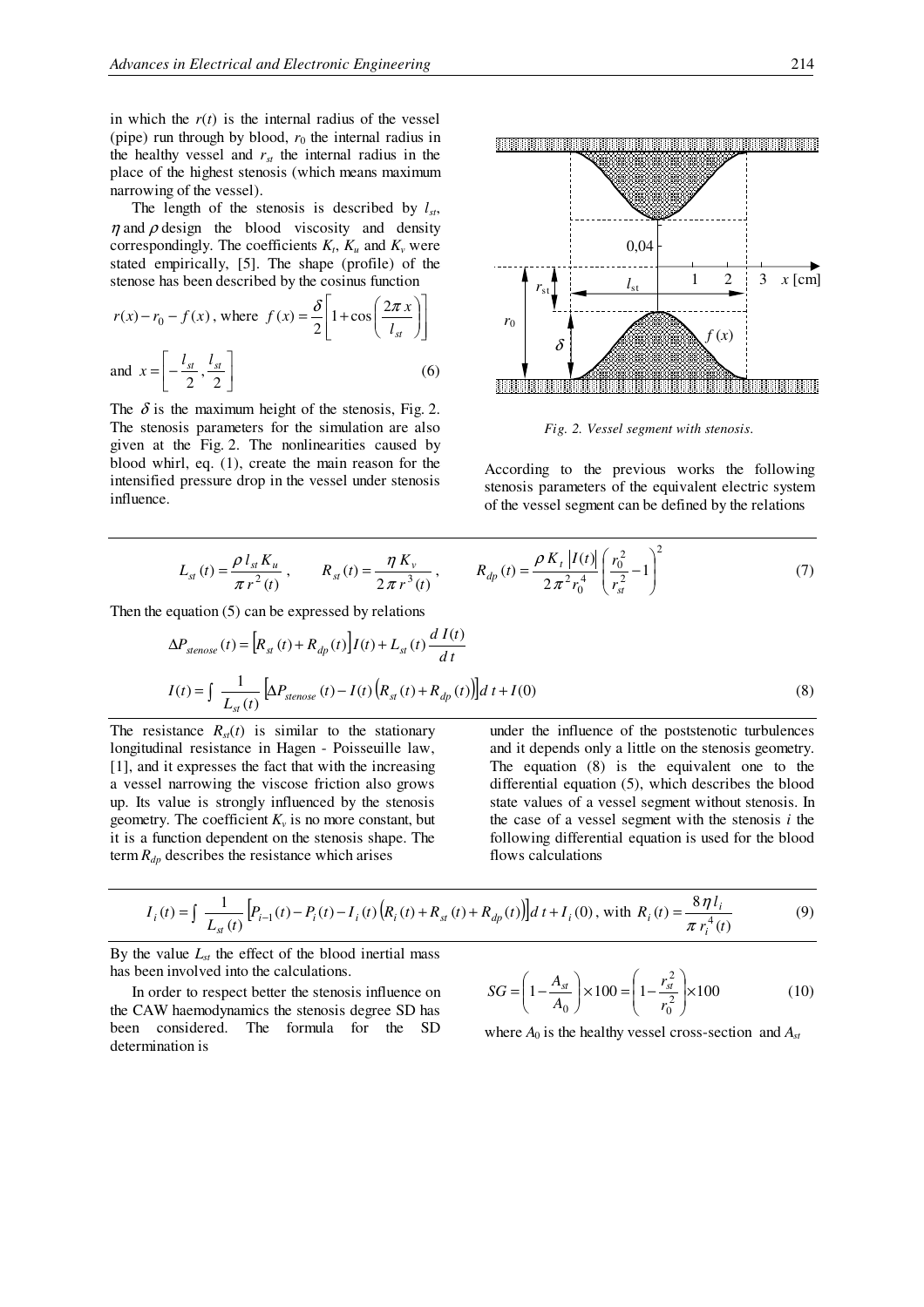in which the $r(t)$ is the internal radius of the vessel (pipe) run through by blood, $r_0$ the internal radius in the healthy vessel and $r_{st}$ the internal radius in the place of the highest stenosis (which means maximum narrowing of the vessel).

The length of the stenosis is described by $l_{st}$, $\eta$ and $\rho$ design the blood viscosity and density correspondingly. The coefficients $K_t$, $K_u$ and $K_v$ were stated empirically, [5]. The shape (profile) of the stenose has been described by the cosinus function

$$r(x) - r_0 - f(x)\text{, where } f(x) = \frac{\delta}{2}\left[1 + \cos\left(\frac{2\pi x}{l_{st}}\right)\right]$$

$$\text{and } x = \left[-\frac{l_{st}}{2}, \frac{l_{st}}{2}\right] \tag{6}$$

The $\delta$ is the maximum height of the stenosis, Fig. 2. The stenosis parameters for the simulation are also given at the Fig. 2. The nonlinearities caused by blood whirl, eq. (1), create the main reason for the intensified pressure drop in the vessel under stenosis influence.

*Fig. 2. Vessel segment with stenosis.*

According to the previous works the following stenosis parameters of the equivalent electric system of the vessel segment can be defined by the relations

$$L_{st}(t) = \frac{\rho\, l_{st} K_u}{\pi\, r^2(t)}, \qquad R_{st}(t) = \frac{\eta\, K_v}{2\pi\, r^3(t)}, \qquad R_{dp}(t) = \frac{\rho\, K_t\, |I(t)|}{2\pi^2 r_0^4}\left(\frac{r_0^2}{r_{st}^2} - 1\right)^2 \tag{7}$$

Then the equation (5) can be expressed by relations

$$\Delta P_{stenose}(t) = \left[R_{st}(t) + R_{dp}(t)\right] I(t) + L_{st}(t)\frac{d\,I(t)}{d\,t}$$

$$I(t) = \int \frac{1}{L_{st}(t)}\left[\Delta P_{stenose}(t) - I(t)\left(R_{st}(t) + R_{dp}(t)\right)\right] d\,t + I(0) \tag{8}$$

The resistance $R_{st}(t)$ is similar to the stationary longitudinal resistance in Hagen - Poisseuille law, [1], and it expresses the fact that with the increasing a vessel narrowing the viscose friction also grows up. Its value is strongly influenced by the stenosis geometry. The coefficient $K_v$ is no more constant, but it is a function dependent on the stenosis shape. The term $R_{dp}$ describes the resistance which arises under the influence of the poststenotic turbulences and it depends only a little on the stenosis geometry. The equation (8) is the equivalent one to the differential equation (5), which describes the blood state values of a vessel segment without stenosis. In the case of a vessel segment with the stenosis $i$ the following differential equation is used for the blood flows calculations

$$I_i(t) = \int \frac{1}{L_{st}(t)}\left[P_{i-1}(t) - P_i(t) - I_i(t)\left(R_i(t) + R_{st}(t) + R_{dp}(t)\right)\right] d\,t + I_i(0)\text{, with } R_i(t) = \frac{8\eta\, l_i}{\pi\, r_i^4(t)} \tag{9}$$

By the value $L_{st}$ the effect of the blood inertial mass has been involved into the calculations.

In order to respect better the stenosis influence on the CAW haemodynamics the stenosis degree SD has been considered. The formula for the SD determination is

$$SG = \left(1 - \frac{A_{st}}{A_0}\right) \times 100 = \left(1 - \frac{r_{st}^2}{r_0^2}\right) \times 100 \tag{10}$$

where $A_0$ is the healthy vessel cross-section and $A_{st}$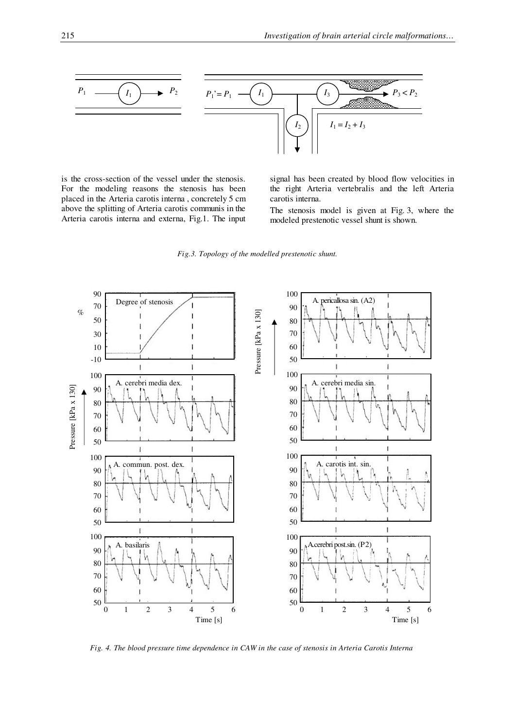is the cross-section of the vessel under the stenosis. For the modeling reasons the stenosis has been placed in the Arteria carotis interna , concretely 5 cm above the splitting of Arteria carotis communis in the Arteria carotis interna and externa, Fig.1. The input signal has been created by blood flow velocities in the right Arteria vertebralis and the left Arteria carotis interna.

The stenosis model is given at Fig. 3, where the modeled prestenotic vessel shunt is shown.

*Fig.3. Topology of the modelled prestenotic shunt.*

*Fig. 4. The blood pressure time dependence in CAW in the case of stenosis in Arteria Carotis Interna*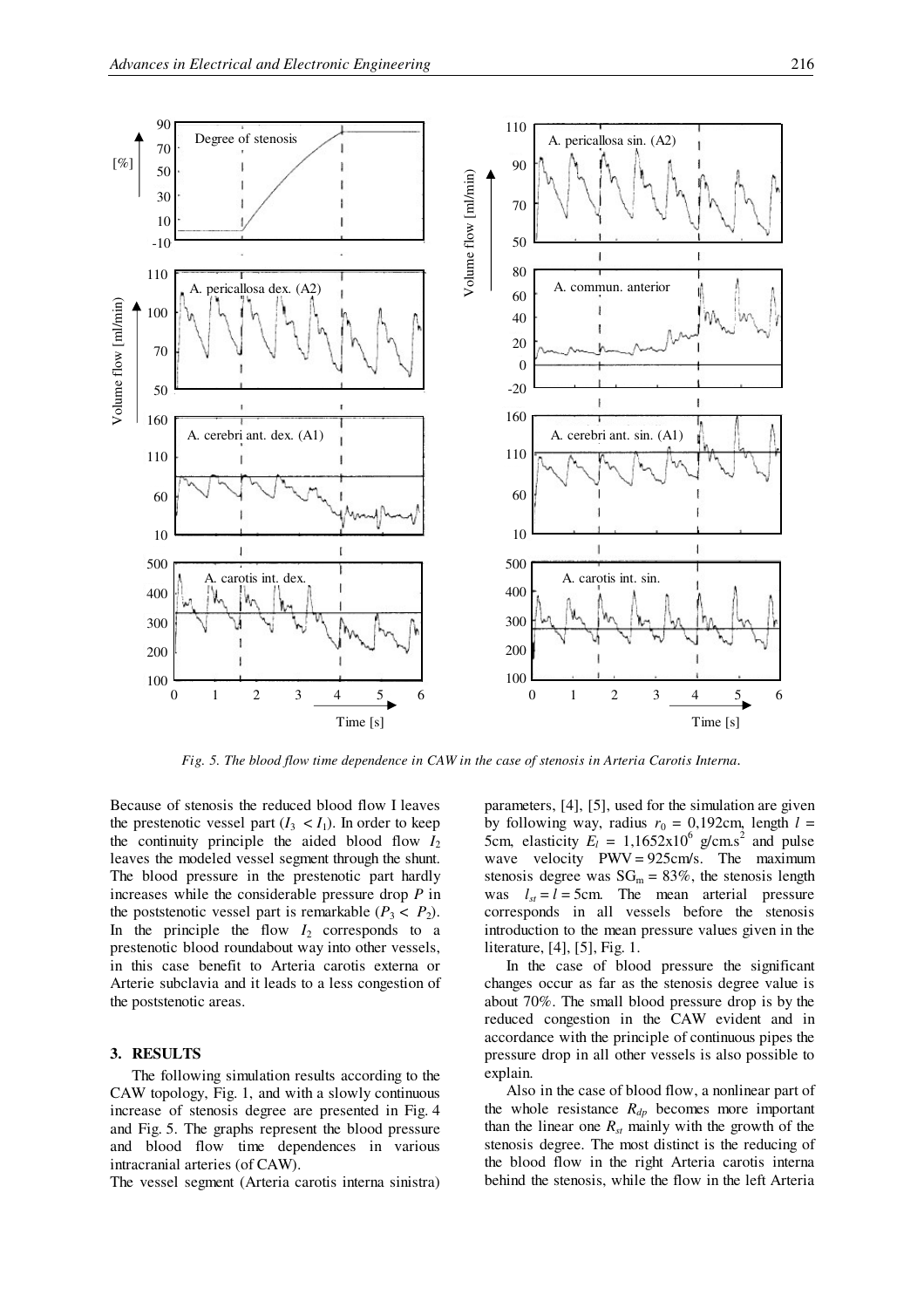*Fig. 5. The blood flow time dependence in CAW in the case of stenosis in Arteria Carotis Interna.*

Because of stenosis the reduced blood flow I leaves the prestenotic vessel part ($I_3 < I_1$). In order to keep the continuity principle the aided blood flow $I_2$ leaves the modeled vessel segment through the shunt. The blood pressure in the prestenotic part hardly increases while the considerable pressure drop $P$ in the poststenotic vessel part is remarkable ($P_3 < P_2$). In the principle the flow $I_2$ corresponds to a prestenotic blood roundabout way into other vessels, in this case benefit to Arteria carotis externa or Arterie subclavia and it leads to a less congestion of the poststenotic areas.

## 3. RESULTS

The following simulation results according to the CAW topology, Fig. 1, and with a slowly continuous increase of stenosis degree are presented in Fig. 4 and Fig. 5. The graphs represent the blood pressure and blood flow time dependences in various intracranial arteries (of CAW).

The vessel segment (Arteria carotis interna sinistra) parameters, [4], [5], used for the simulation are given by following way, radius $r_0$ = 0,192cm, length $l$ = 5cm, elasticity $E_l$ = 1,1652x10$^6$ g/cm.s$^2$ and pulse wave velocity PWV = 925cm/s. The maximum stenosis degree was $SG_m$ = 83%, the stenosis length was $l_{st} = l$ = 5cm. The mean arterial pressure corresponds in all vessels before the stenosis introduction to the mean pressure values given in the literature, [4], [5], Fig. 1.

In the case of blood pressure the significant changes occur as far as the stenosis degree value is about 70%. The small blood pressure drop is by the reduced congestion in the CAW evident and in accordance with the principle of continuous pipes the pressure drop in all other vessels is also possible to explain.

Also in the case of blood flow, a nonlinear part of the whole resistance $R_{dp}$ becomes more important than the linear one $R_{st}$ mainly with the growth of the stenosis degree. The most distinct is the reducing of the blood flow in the right Arteria carotis interna behind the stenosis, while the flow in the left Arteria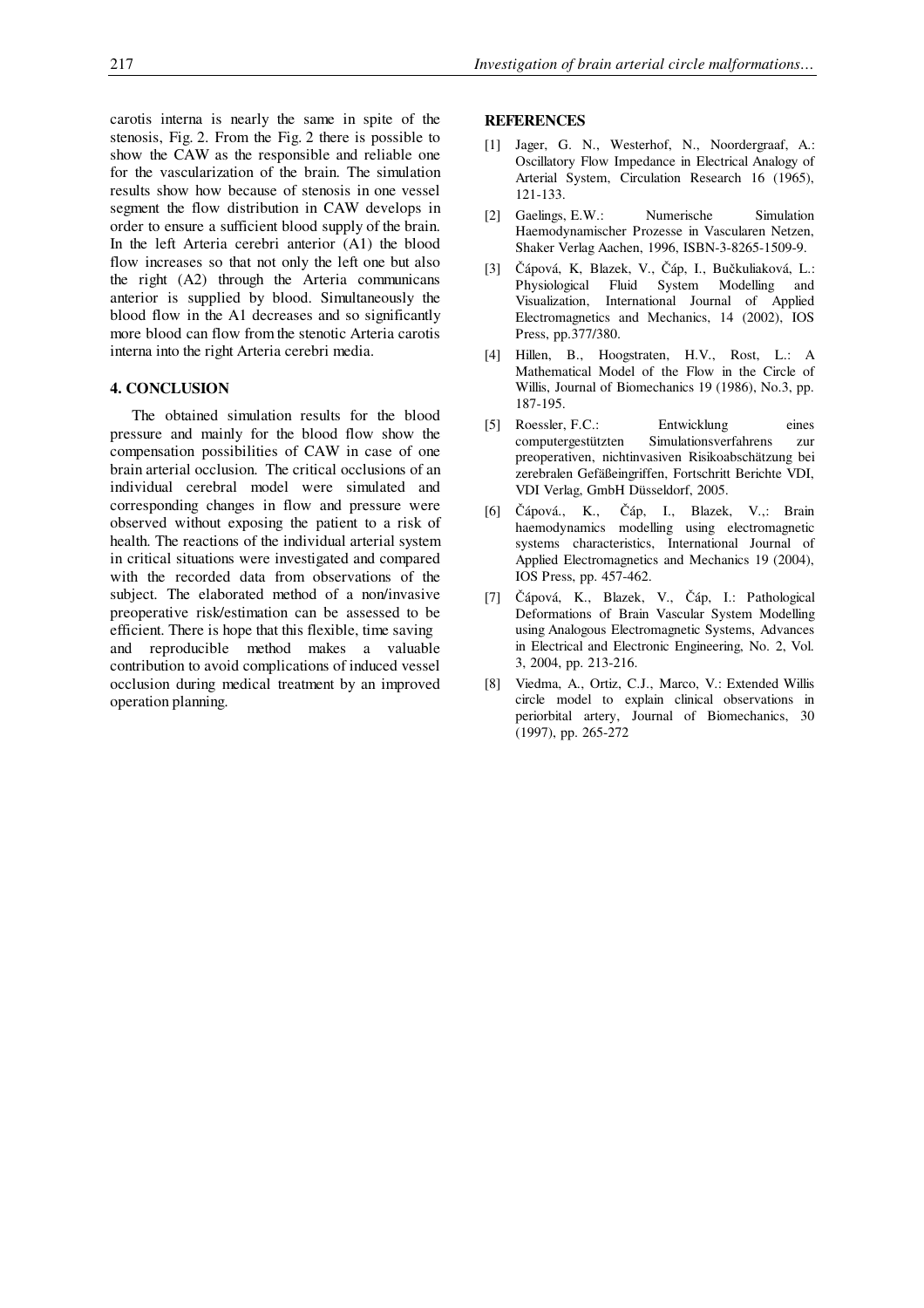carotis interna is nearly the same in spite of the stenosis, Fig. 2. From the Fig. 2 there is possible to show the CAW as the responsible and reliable one for the vascularization of the brain. The simulation results show how because of stenosis in one vessel segment the flow distribution in CAW develops in order to ensure a sufficient blood supply of the brain. In the left Arteria cerebri anterior (A1) the blood flow increases so that not only the left one but also the right (A2) through the Arteria communicans anterior is supplied by blood. Simultaneously the blood flow in the A1 decreases and so significantly more blood can flow from the stenotic Arteria carotis interna into the right Arteria cerebri media.

## 4. CONCLUSION

The obtained simulation results for the blood pressure and mainly for the blood flow show the compensation possibilities of CAW in case of one brain arterial occlusion. The critical occlusions of an individual cerebral model were simulated and corresponding changes in flow and pressure were observed without exposing the patient to a risk of health. The reactions of the individual arterial system in critical situations were investigated and compared with the recorded data from observations of the subject. The elaborated method of a non/invasive preoperative risk/estimation can be assessed to be efficient. There is hope that this flexible, time saving and reproducible method makes a valuable contribution to avoid complications of induced vessel occlusion during medical treatment by an improved operation planning.

## REFERENCES

[1] Jager, G. N., Westerhof, N., Noordergraaf, A.: Oscillatory Flow Impedance in Electrical Analogy of Arterial System, Circulation Research 16 (1965), 121-133.

[2] Gaelings, E.W.: Numerische Simulation Haemodynamischer Prozesse in Vascularen Netzen, Shaker Verlag Aachen, 1996, ISBN-3-8265-1509-9.

[3] Čápová, K, Blazek, V., Čáp, I., Bučkuliaková, L.: Physiological Fluid System Modelling and Visualization, International Journal of Applied Electromagnetics and Mechanics, 14 (2002), IOS Press, pp.377/380.

[4] Hillen, B., Hoogstraten, H.V., Rost, L.: A Mathematical Model of the Flow in the Circle of Willis, Journal of Biomechanics 19 (1986), No.3, pp. 187-195.

[5] Roessler, F.C.: Entwicklung eines computergestützten Simulationsverfahrens zur preoperativen, nichtinvasiven Risikoabschätzung bei zerebralen Gefäßeingriffen, Fortschritt Berichte VDI, VDI Verlag, GmbH Düsseldorf, 2005.

[6] Čápová., K., Čáp, I., Blazek, V.,: Brain haemodynamics modelling using electromagnetic systems characteristics, International Journal of Applied Electromagnetics and Mechanics 19 (2004), IOS Press, pp. 457-462.

[7] Čápová, K., Blazek, V., Čáp, I.: Pathological Deformations of Brain Vascular System Modelling using Analogous Electromagnetic Systems, Advances in Electrical and Electronic Engineering, No. 2, Vol. 3, 2004, pp. 213-216.

[8] Viedma, A., Ortiz, C.J., Marco, V.: Extended Willis circle model to explain clinical observations in periorbital artery, Journal of Biomechanics, 30 (1997), pp. 265-272